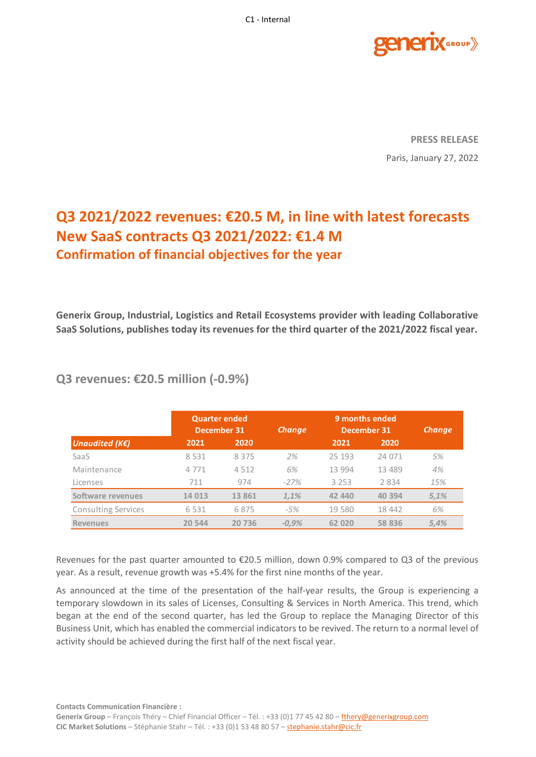**PRESS RELEASE**

Paris, January 27, 2022

# Q3 2021/2022 revenues: €20.5 M, in line with latest forecasts
# New SaaS contracts Q3 2021/2022: €1.4 M
## Confirmation of financial objectives for the year

**Generix Group, Industrial, Logistics and Retail Ecosystems provider with leading Collaborative SaaS Solutions, publishes today its revenues for the third quarter of the 2021/2022 fiscal year.**

## Q3 revenues: €20.5 million (-0.9%)

| *Unaudited (K€)* | Quarter ended December 31 2021 | Quarter ended December 31 2020 | *Change* | 9 months ended December 31 2021 | 9 months ended December 31 2020 | *Change* |
|---|---|---|---|---|---|---|
| SaaS | 8 531 | 8 375 | *2%* | 25 193 | 24 071 | *5%* |
| Maintenance | 4 771 | 4 512 | *6%* | 13 994 | 13 489 | *4%* |
| Licenses | 711 | 974 | *-27%* | 3 253 | 2 834 | *15%* |
| **Software revenues** | **14 013** | **13 861** | ***1,1%*** | **42 440** | **40 394** | ***5,1%*** |
| Consulting Services | 6 531 | 6 875 | *-5%* | 19 580 | 18 442 | *6%* |
| **Revenues** | **20 544** | **20 736** | ***-0,9%*** | **62 020** | **58 836** | ***5,4%*** |

Revenues for the past quarter amounted to €20.5 million, down 0.9% compared to Q3 of the previous year. As a result, revenue growth was +5.4% for the first nine months of the year.

As announced at the time of the presentation of the half-year results, the Group is experiencing a temporary slowdown in its sales of Licenses, Consulting & Services in North America. This trend, which began at the end of the second quarter, has led the Group to replace the Managing Director of this Business Unit, which has enabled the commercial indicators to be revived. The return to a normal level of activity should be achieved during the first half of the next fiscal year.

**Contacts Communication Financière :**
**Generix Group** – François Théry – Chief Financial Officer – Tél. : +33 (0)1 77 45 42 80 – fthery@generixgroup.com
**CIC Market Solutions** – Stéphanie Stahr – Tél. : +33 (0)1 53 48 80 57 – stephanie.stahr@cic.fr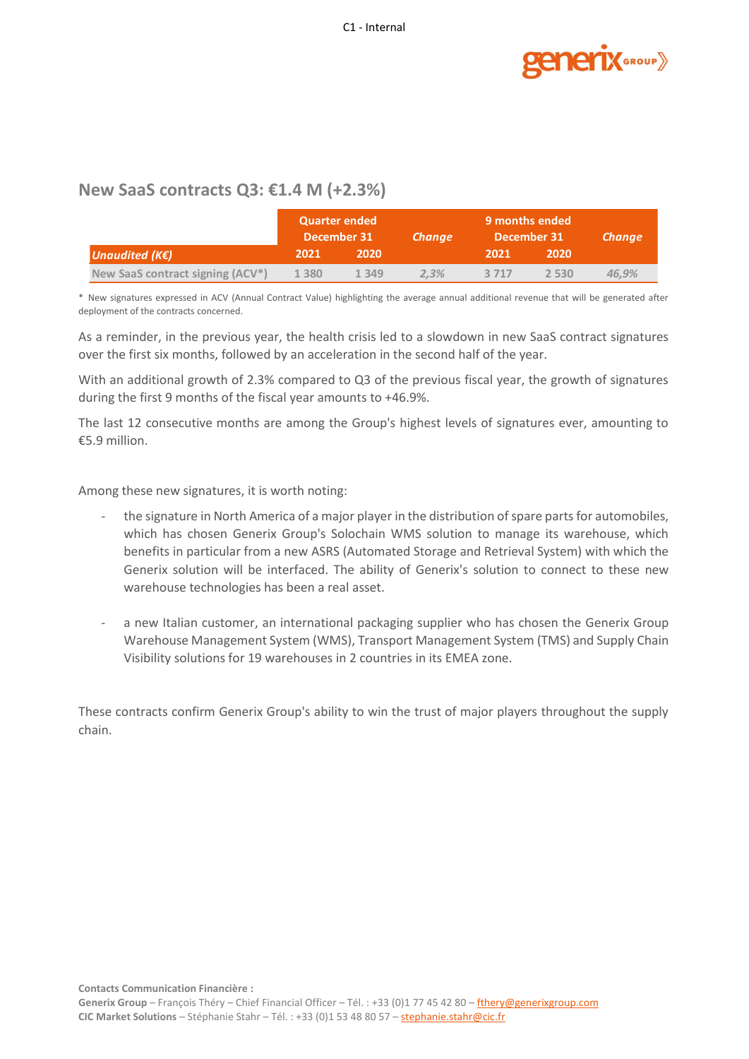## New SaaS contracts Q3: €1.4 M (+2.3%)

| Unaudited (K€) | Quarter ended December 31 2021 | Quarter ended December 31 2020 | Change | 9 months ended December 31 2021 | 9 months ended December 31 2020 | Change |
|---|---|---|---|---|---|---|
| New SaaS contract signing (ACV*) | 1 380 | 1 349 | 2,3% | 3 717 | 2 530 | 46,9% |

\* New signatures expressed in ACV (Annual Contract Value) highlighting the average annual additional revenue that will be generated after deployment of the contracts concerned.

As a reminder, in the previous year, the health crisis led to a slowdown in new SaaS contract signatures over the first six months, followed by an acceleration in the second half of the year.

With an additional growth of 2.3% compared to Q3 of the previous fiscal year, the growth of signatures during the first 9 months of the fiscal year amounts to +46.9%.

The last 12 consecutive months are among the Group's highest levels of signatures ever, amounting to €5.9 million.

Among these new signatures, it is worth noting:

- the signature in North America of a major player in the distribution of spare parts for automobiles, which has chosen Generix Group's Solochain WMS solution to manage its warehouse, which benefits in particular from a new ASRS (Automated Storage and Retrieval System) with which the Generix solution will be interfaced. The ability of Generix's solution to connect to these new warehouse technologies has been a real asset.

- a new Italian customer, an international packaging supplier who has chosen the Generix Group Warehouse Management System (WMS), Transport Management System (TMS) and Supply Chain Visibility solutions for 19 warehouses in 2 countries in its EMEA zone.

These contracts confirm Generix Group's ability to win the trust of major players throughout the supply chain.

**Contacts Communication Financière :**
**Generix Group** – François Théry – Chief Financial Officer – Tél. : +33 (0)1 77 45 42 80 – fthery@generixgroup.com
**CIC Market Solutions** – Stéphanie Stahr – Tél. : +33 (0)1 53 48 80 57 – stephanie.stahr@cic.fr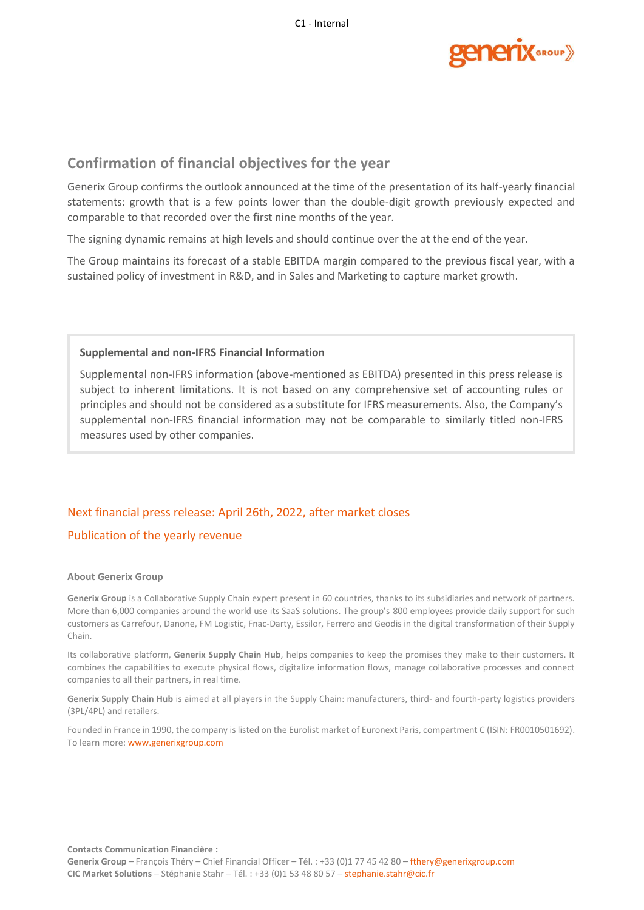## Confirmation of financial objectives for the year

Generix Group confirms the outlook announced at the time of the presentation of its half-yearly financial statements: growth that is a few points lower than the double-digit growth previously expected and comparable to that recorded over the first nine months of the year.

The signing dynamic remains at high levels and should continue over the at the end of the year.

The Group maintains its forecast of a stable EBITDA margin compared to the previous fiscal year, with a sustained policy of investment in R&D, and in Sales and Marketing to capture market growth.

**Supplemental and non-IFRS Financial Information**

Supplemental non-IFRS information (above-mentioned as EBITDA) presented in this press release is subject to inherent limitations. It is not based on any comprehensive set of accounting rules or principles and should not be considered as a substitute for IFRS measurements. Also, the Company's supplemental non-IFRS financial information may not be comparable to similarly titled non-IFRS measures used by other companies.

Next financial press release: April 26th, 2022, after market closes

Publication of the yearly revenue

**About Generix Group**

**Generix Group** is a Collaborative Supply Chain expert present in 60 countries, thanks to its subsidiaries and network of partners. More than 6,000 companies around the world use its SaaS solutions. The group's 800 employees provide daily support for such customers as Carrefour, Danone, FM Logistic, Fnac-Darty, Essilor, Ferrero and Geodis in the digital transformation of their Supply Chain.

Its collaborative platform, **Generix Supply Chain Hub**, helps companies to keep the promises they make to their customers. It combines the capabilities to execute physical flows, digitalize information flows, manage collaborative processes and connect companies to all their partners, in real time.

**Generix Supply Chain Hub** is aimed at all players in the Supply Chain: manufacturers, third- and fourth-party logistics providers (3PL/4PL) and retailers.

Founded in France in 1990, the company is listed on the Eurolist market of Euronext Paris, compartment C (ISIN: FR0010501692). To learn more: www.generixgroup.com

**Contacts Communication Financière :**
**Generix Group** – François Théry – Chief Financial Officer – Tél. : +33 (0)1 77 45 42 80 – fthery@generixgroup.com
**CIC Market Solutions** – Stéphanie Stahr – Tél. : +33 (0)1 53 48 80 57 – stephanie.stahr@cic.fr